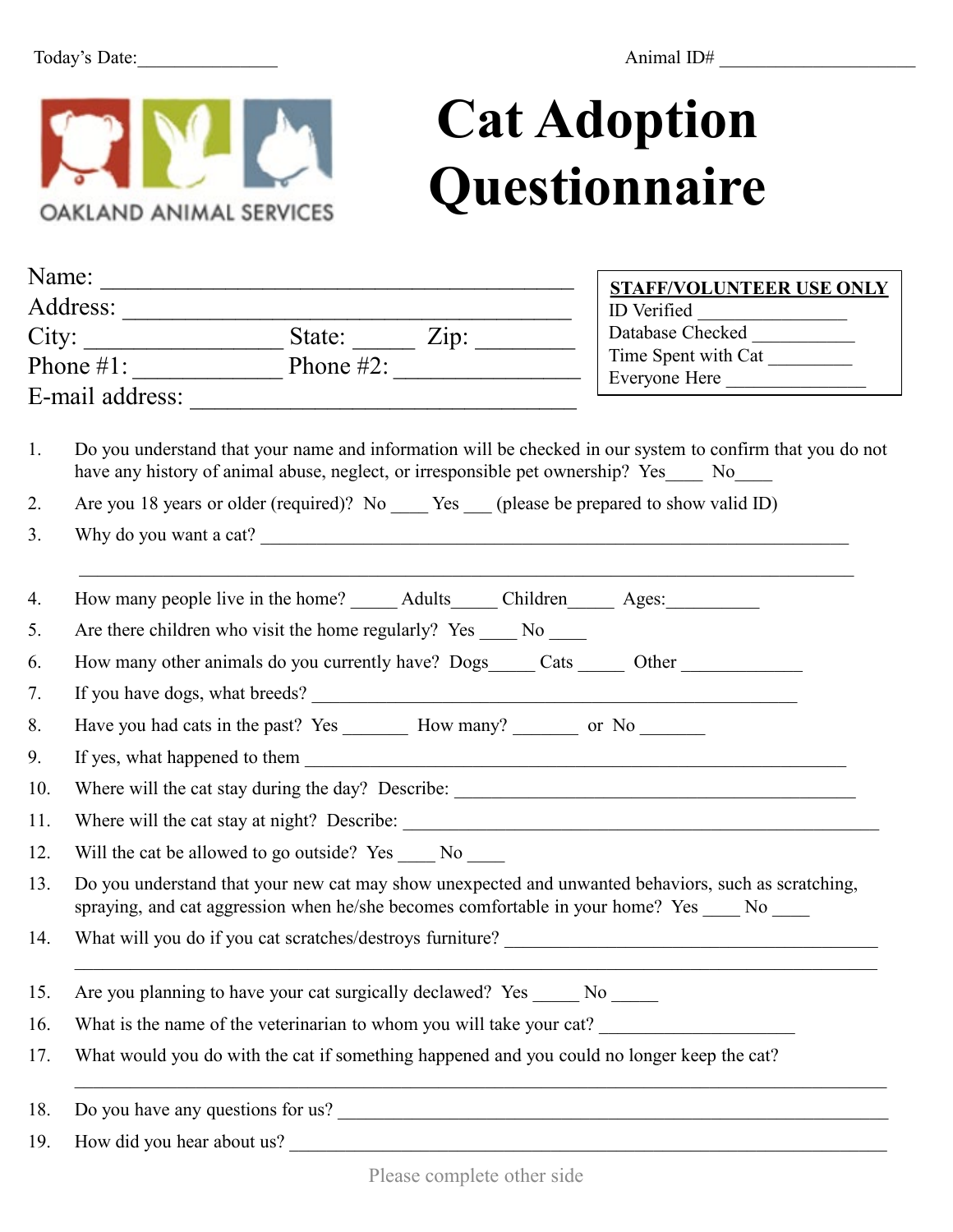Today's Date:_______________ Animal ID# _____________________

OAKLAND ANIMAL SERVICES

# Cat Adoption Questionnaire

Name: ________________________________________
Address: ______________________________________
City: ________________ State: _____ Zip: ________
Phone #1: ____________ Phone #2: _______________
E-mail address: ______________________________

**STAFF/VOLUNTEER USE ONLY**
ID Verified _______________
Database Checked ___________
Time Spent with Cat _________
Everyone Here _______________

1. Do you understand that your name and information will be checked in our system to confirm that you do not have any history of animal abuse, neglect, or irresponsible pet ownership? Yes____ No____
2. Are you 18 years or older (required)? No ____ Yes ___ (please be prepared to show valid ID)
3. Why do you want a cat? ______________________________________________________________

   ________________________________________________________________________________
4. How many people live in the home? _____ Adults_____ Children_____ Ages:__________
5. Are there children who visit the home regularly? Yes ____ No ____
6. How many other animals do you currently have? Dogs_____ Cats _____ Other _____________
7. If you have dogs, what breeds? ____________________________________________________
8. Have you had cats in the past? Yes _______ How many? _______ or No _______
9. If yes, what happened to them ____________________________________________________
10. Where will the cat stay during the day? Describe: _________________________________________
11. Where will the cat stay at night? Describe: _____________________________________________
12. Will the cat be allowed to go outside? Yes ____ No ____
13. Do you understand that your new cat may show unexpected and unwanted behaviors, such as scratching, spraying, and cat aggression when he/she becomes comfortable in your home? Yes ____ No ____
14. What will you do if you cat scratches/destroys furniture? ________________________________________

    ________________________________________________________________________________
15. Are you planning to have your cat surgically declawed? Yes _____ No _____
16. What is the name of the veterinarian to whom you will take your cat? ____________________
17. What would you do with the cat if something happened and you could no longer keep the cat?

    ________________________________________________________________________________
18. Do you have any questions for us? ____________________________________________________
19. How did you hear about us? _________________________________________________________

Please complete other side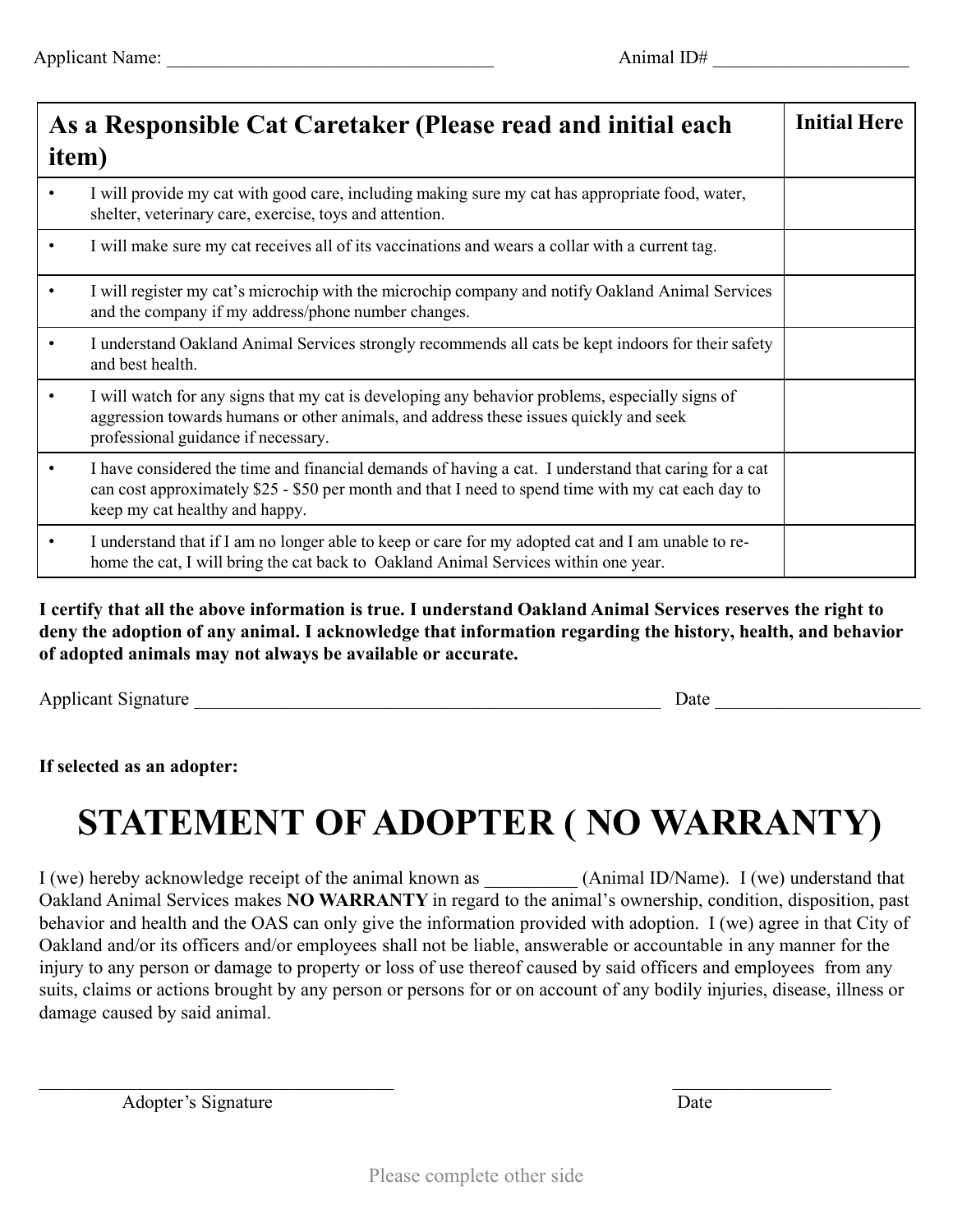Applicant Name: ___________________________________ Animal ID# _____________________

| As a Responsible Cat Caretaker (Please read and initial each item) | Initial Here |
|---|---|
| • I will provide my cat with good care, including making sure my cat has appropriate food, water, shelter, veterinary care, exercise, toys and attention. | |
| • I will make sure my cat receives all of its vaccinations and wears a collar with a current tag. | |
| • I will register my cat's microchip with the microchip company and notify Oakland Animal Services and the company if my address/phone number changes. | |
| • I understand Oakland Animal Services strongly recommends all cats be kept indoors for their safety and best health. | |
| • I will watch for any signs that my cat is developing any behavior problems, especially signs of aggression towards humans or other animals, and address these issues quickly and seek professional guidance if necessary. | |
| • I have considered the time and financial demands of having a cat. I understand that caring for a cat can cost approximately $25 - $50 per month and that I need to spend time with my cat each day to keep my cat healthy and happy. | |
| • I understand that if I am no longer able to keep or care for my adopted cat and I am unable to re-home the cat, I will bring the cat back to Oakland Animal Services within one year. | |

**I certify that all the above information is true. I understand Oakland Animal Services reserves the right to deny the adoption of any animal. I acknowledge that information regarding the history, health, and behavior of adopted animals may not always be available or accurate.**

Applicant Signature ______________________________________________________ Date ______________________

**If selected as an adopter:**

# STATEMENT OF ADOPTER ( NO WARRANTY)

I (we) hereby acknowledge receipt of the animal known as __________ (Animal ID/Name). I (we) understand that Oakland Animal Services makes **NO WARRANTY** in regard to the animal's ownership, condition, disposition, past behavior and health and the OAS can only give the information provided with adoption. I (we) agree in that City of Oakland and/or its officers and/or employees shall not be liable, answerable or accountable in any manner for the injury to any person or damage to property or loss of use thereof caused by said officers and employees from any suits, claims or actions brought by any person or persons for or on account of any bodily injuries, disease, illness or damage caused by said animal.

___________________________________ _________________

Adopter's Signature Date

Please complete other side